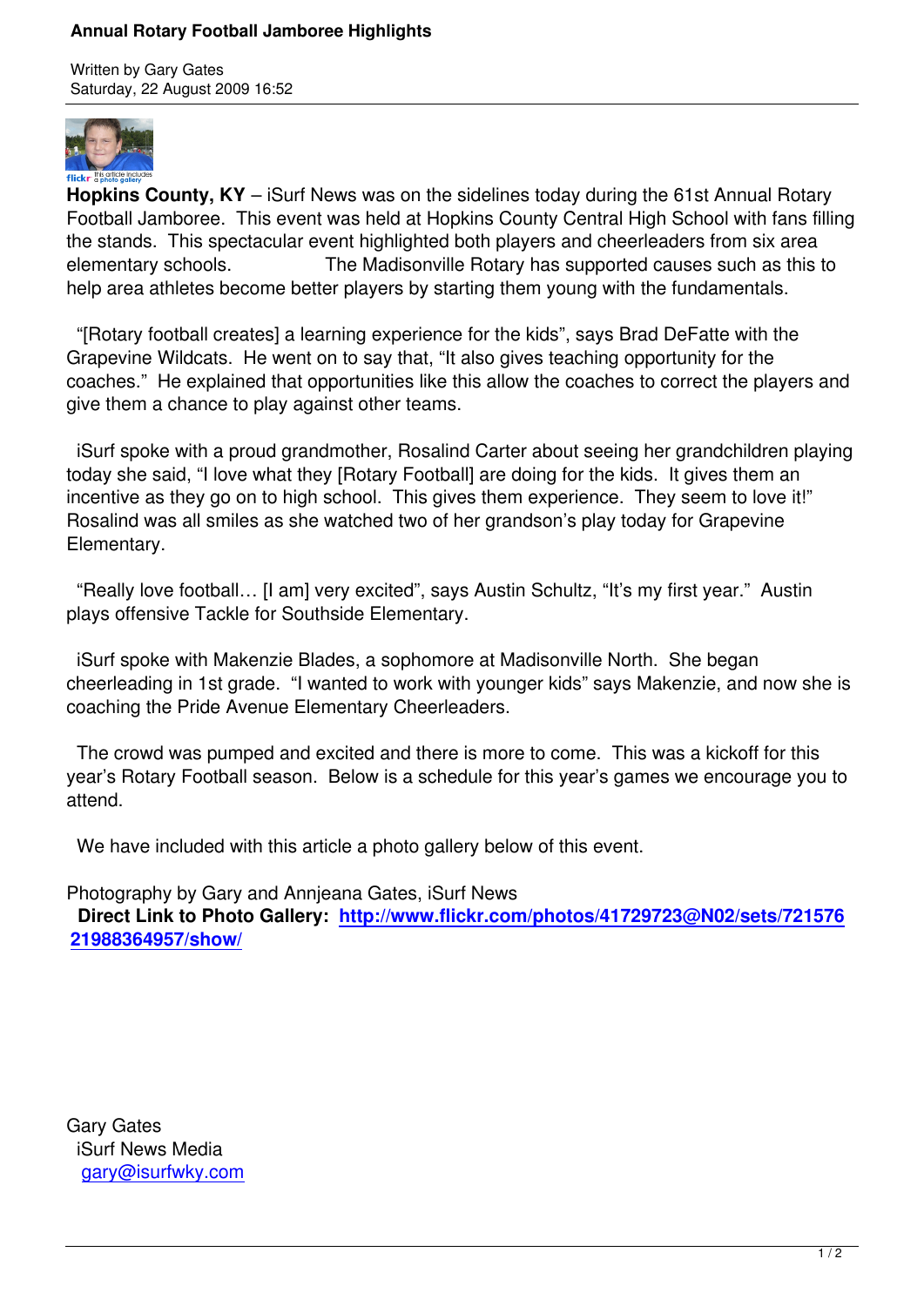# Annual Rotary Football Jamboree Highlights

Written by Gary Gates
Saturday, 22 August 2009 16:52

**Hopkins County, KY** – iSurf News was on the sidelines today during the 61st Annual Rotary Football Jamboree. This event was held at Hopkins County Central High School with fans filling the stands. This spectacular event highlighted both players and cheerleaders from six area elementary schools. The Madisonville Rotary has supported causes such as this to help area athletes become better players by starting them young with the fundamentals.

"[Rotary football creates] a learning experience for the kids", says Brad DeFatte with the Grapevine Wildcats. He went on to say that, "It also gives teaching opportunity for the coaches." He explained that opportunities like this allow the coaches to correct the players and give them a chance to play against other teams.

iSurf spoke with a proud grandmother, Rosalind Carter about seeing her grandchildren playing today she said, "I love what they [Rotary Football] are doing for the kids. It gives them an incentive as they go on to high school. This gives them experience. They seem to love it!" Rosalind was all smiles as she watched two of her grandson's play today for Grapevine Elementary.

"Really love football… [I am] very excited", says Austin Schultz, "It's my first year." Austin plays offensive Tackle for Southside Elementary.

iSurf spoke with Makenzie Blades, a sophomore at Madisonville North. She began cheerleading in 1st grade. "I wanted to work with younger kids" says Makenzie, and now she is coaching the Pride Avenue Elementary Cheerleaders.

The crowd was pumped and excited and there is more to come. This was a kickoff for this year's Rotary Football season. Below is a schedule for this year's games we encourage you to attend.

We have included with this article a photo gallery below of this event.

Photography by Gary and Annjeana Gates, iSurf News

**Direct Link to Photo Gallery: [http://www.flickr.com/photos/41729723@N02/sets/72157621988364957/show/](http://www.flickr.com/photos/41729723@N02/sets/72157621988364957/show/)**

Gary Gates
iSurf News Media
[gary@isurfwky.com](mailto:gary@isurfwky.com)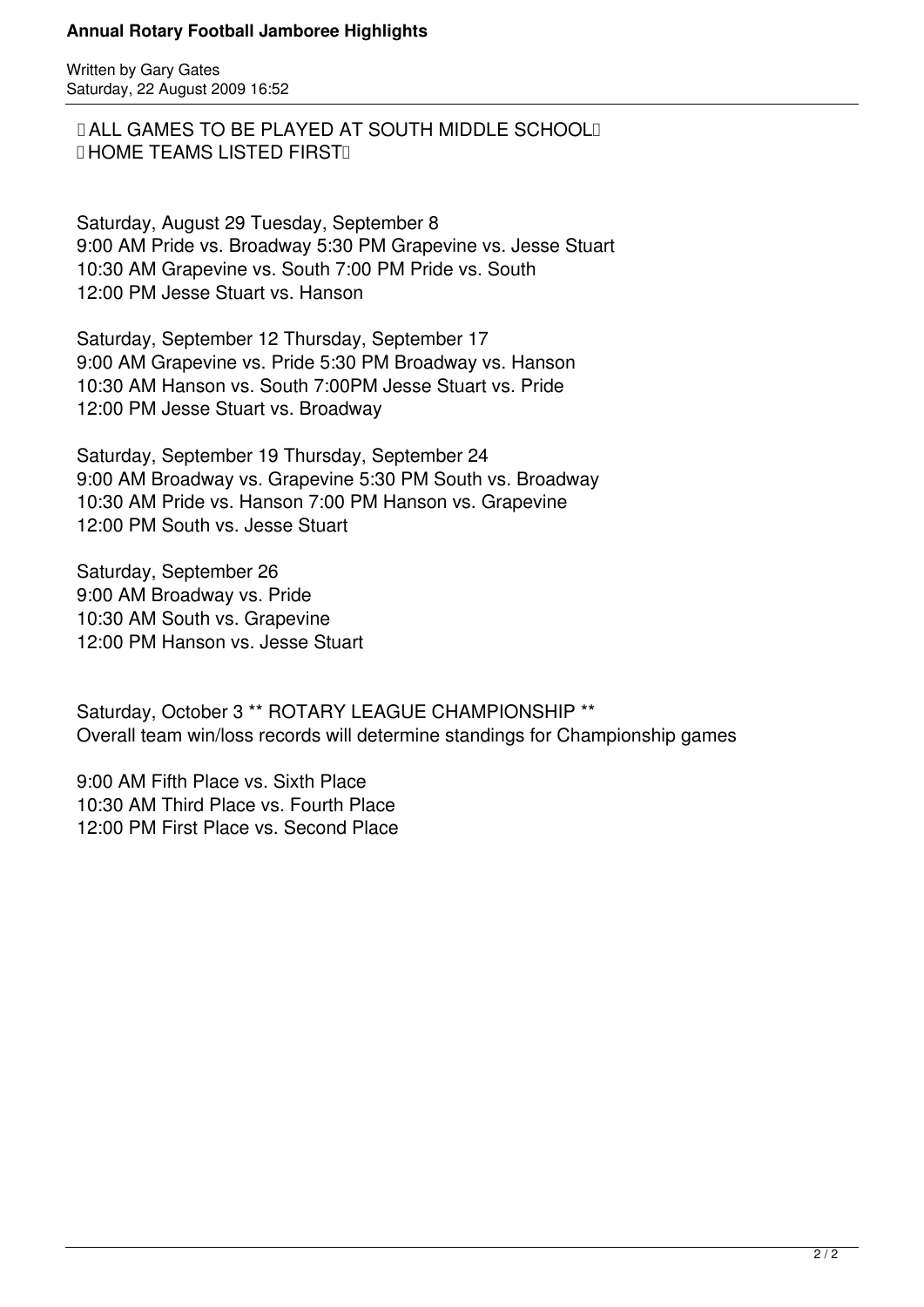ALL GAMES TO BE PLAYED AT SOUTH MIDDLE SCHOOL
HOME TEAMS LISTED FIRST

Saturday, August 29 Tuesday, September 8
9:00 AM Pride vs. Broadway 5:30 PM Grapevine vs. Jesse Stuart
10:30 AM Grapevine vs. South 7:00 PM Pride vs. South
12:00 PM Jesse Stuart vs. Hanson

Saturday, September 12 Thursday, September 17
9:00 AM Grapevine vs. Pride 5:30 PM Broadway vs. Hanson
10:30 AM Hanson vs. South 7:00PM Jesse Stuart vs. Pride
12:00 PM Jesse Stuart vs. Broadway

Saturday, September 19 Thursday, September 24
9:00 AM Broadway vs. Grapevine 5:30 PM South vs. Broadway
10:30 AM Pride vs. Hanson 7:00 PM Hanson vs. Grapevine
12:00 PM South vs. Jesse Stuart

Saturday, September 26
9:00 AM Broadway vs. Pride
10:30 AM South vs. Grapevine
12:00 PM Hanson vs. Jesse Stuart

Saturday, October 3 ** ROTARY LEAGUE CHAMPIONSHIP **
Overall team win/loss records will determine standings for Championship games

9:00 AM Fifth Place vs. Sixth Place
10:30 AM Third Place vs. Fourth Place
12:00 PM First Place vs. Second Place